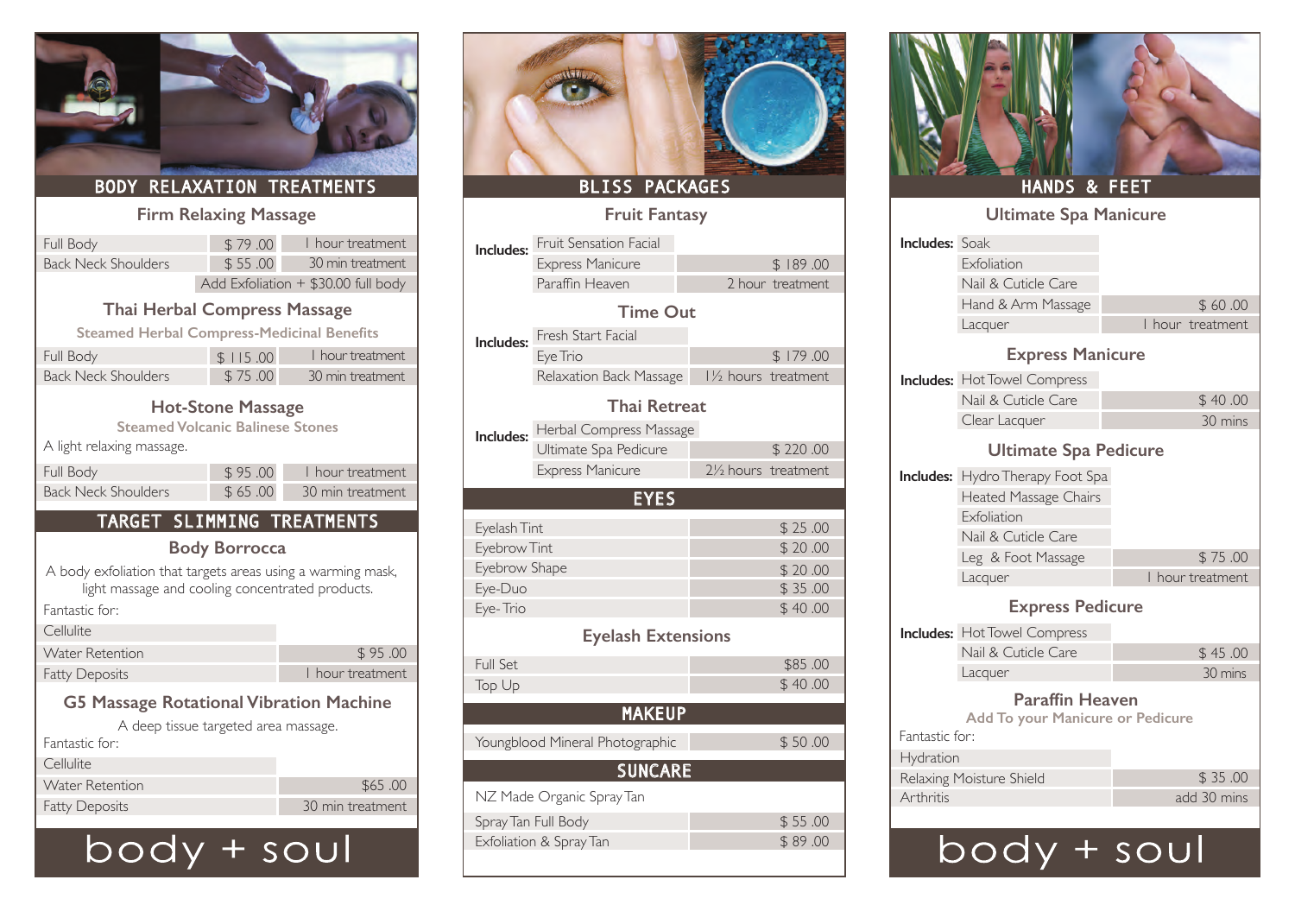## BODY RELAXATION TREATMENTS

### Firm Relaxing Massage

| | | |
|---|---|---|
| Full Body | $ 79 .00 | 1 hour treatment |
| Back Neck Shoulders | $ 55 .00 | 30 min treatment |

Add Exfoliation + $30.00 full body

### Thai Herbal Compress Massage

**Steamed Herbal Compress-Medicinal Benefits**

| | | |
|---|---|---|
| Full Body | $ 115 .00 | 1 hour treatment |
| Back Neck Shoulders | $ 75 .00 | 30 min treatment |

### Hot-Stone Massage

**Steamed Volcanic Balinese Stones**

A light relaxing massage.

| | | |
|---|---|---|
| Full Body | $ 95 .00 | 1 hour treatment |
| Back Neck Shoulders | $ 65 .00 | 30 min treatment |

## TARGET SLIMMING TREATMENTS

### Body Borrocca

A body exfoliation that targets areas using a warming mask, light massage and cooling concentrated products.

Fantastic for:

| | |
|---|---|
| Cellulite | |
| Water Retention | $ 95 .00 |
| Fatty Deposits | 1 hour treatment |

### G5 Massage Rotational Vibration Machine

A deep tissue targeted area massage.

Fantastic for:

| | |
|---|---|
| Cellulite | |
| Water Retention | $65 .00 |
| Fatty Deposits | 30 min treatment |

body + soul

## BLISS PACKAGES

### Fruit Fantasy

| Includes: | | |
|---|---|---|
| | Fruit Sensation Facial | |
| | Express Manicure | $ 189 .00 |
| | Paraffin Heaven | 2 hour treatment |

### Time Out

| Includes: | | |
|---|---|---|
| | Fresh Start Facial | |
| | Eye Trio | $ 179 .00 |
| | Relaxation Back Massage | 1½ hours treatment |

### Thai Retreat

| Includes: | | |
|---|---|---|
| | Herbal Compress Massage | |
| | Ultimate Spa Pedicure | $ 220 .00 |
| | Express Manicure | 2½ hours treatment |

## EYES

| | |
|---|---|
| Eyelash Tint | $ 25 .00 |
| Eyebrow Tint | $ 20 .00 |
| Eyebrow Shape | $ 20 .00 |
| Eye-Duo | $ 35 .00 |
| Eye- Trio | $ 40 .00 |

### Eyelash Extensions

| | |
|---|---|
| Full Set | $85 .00 |
| Top Up | $ 40 .00 |

## MAKEUP

| | |
|---|---|
| Youngblood Mineral Photographic | $ 50 .00 |

## SUNCARE

NZ Made Organic Spray Tan

| | |
|---|---|
| Spray Tan Full Body | $ 55 .00 |
| Exfoliation & Spray Tan | $ 89 .00 |

## HANDS & FEET

### Ultimate Spa Manicure

| Includes: | | |
|---|---|---|
| | Soak | |
| | Exfoliation | |
| | Nail & Cuticle Care | |
| | Hand & Arm Massage | $ 60 .00 |
| | Lacquer | 1 hour treatment |

### Express Manicure

| Includes: | | |
|---|---|---|
| | Hot Towel Compress | |
| | Nail & Cuticle Care | $ 40 .00 |
| | Clear Lacquer | 30 mins |

### Ultimate Spa Pedicure

| Includes: | | |
|---|---|---|
| | Hydro Therapy Foot Spa | |
| | Heated Massage Chairs | |
| | Exfoliation | |
| | Nail & Cuticle Care | |
| | Leg & Foot Massage | $ 75 .00 |
| | Lacquer | 1 hour treatment |

### Express Pedicure

| Includes: | | |
|---|---|---|
| | Hot Towel Compress | |
| | Nail & Cuticle Care | $ 45 .00 |
| | Lacquer | 30 mins |

### Paraffin Heaven

**Add To your Manicure or Pedicure**

Fantastic for:

| | |
|---|---|
| Hydration | |
| Relaxing Moisture Shield | $ 35 .00 |
| Arthritis | add 30 mins |

body + soul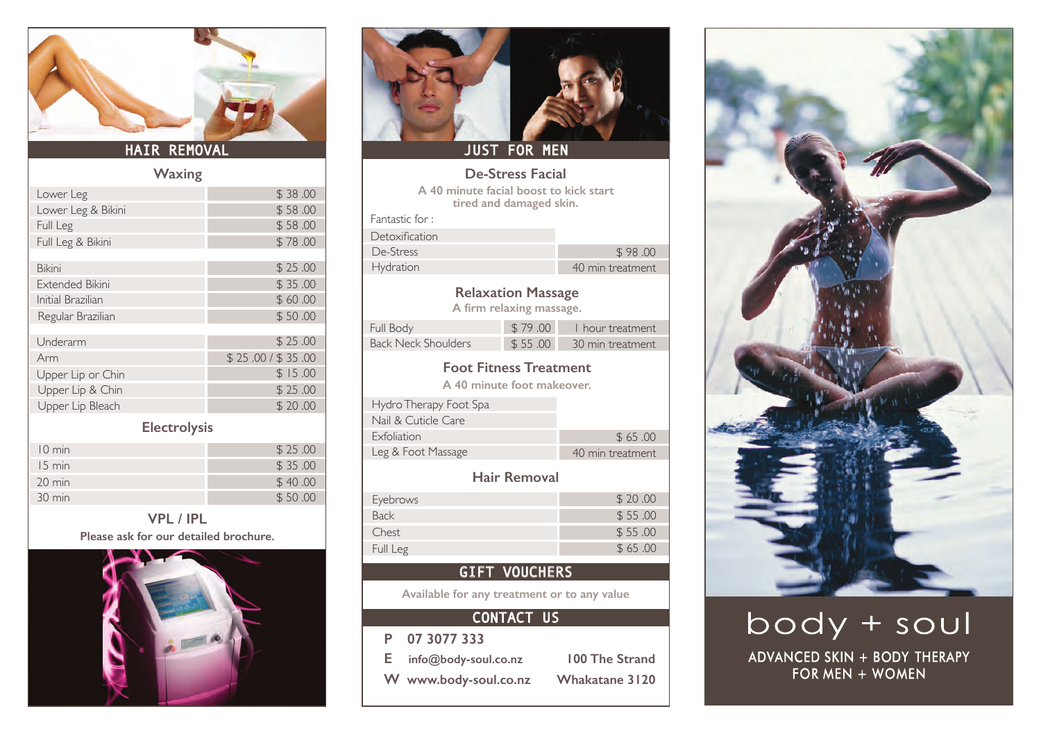## HAIR REMOVAL

### Waxing

| | |
|---|---|
| Lower Leg | $ 38 .00 |
| Lower Leg & Bikini | $ 58 .00 |
| Full Leg | $ 58 .00 |
| Full Leg & Bikini | $ 78 .00 |
| Bikini | $ 25 .00 |
| Extended Bikini | $ 35 .00 |
| Initial Brazilian | $ 60 .00 |
| Regular Brazilian | $ 50 .00 |
| Underarm | $ 25 .00 |
| Arm | $ 25 .00 / $ 35 .00 |
| Upper Lip or Chin | $ 15 .00 |
| Upper Lip & Chin | $ 25 .00 |
| Upper Lip Bleach | $ 20 .00 |

### Electrolysis

| | |
|---|---|
| 10 min | $ 25 .00 |
| 15 min | $ 35 .00 |
| 20 min | $ 40 .00 |
| 30 min | $ 50 .00 |

### VPL / IPL

**Please ask for our detailed brochure.**

## JUST FOR MEN

### De-Stress Facial

**A 40 minute facial boost to kick start tired and damaged skin.**

Fantastic for :

| | |
|---|---|
| Detoxification | |
| De-Stress | $ 98 .00 |
| Hydration | 40 min treatment |

### Relaxation Massage

**A firm relaxing massage.**

| | | |
|---|---|---|
| Full Body | $ 79 .00 | 1 hour treatment |
| Back Neck Shoulders | $ 55 .00 | 30 min treatment |

### Foot Fitness Treatment

**A 40 minute foot makeover.**

| | |
|---|---|
| Hydro Therapy Foot Spa | |
| Nail & Cuticle Care | |
| Exfoliation | $ 65 .00 |
| Leg & Foot Massage | 40 min treatment |

### Hair Removal

| | |
|---|---|
| Eyebrows | $ 20 .00 |
| Back | $ 55 .00 |
| Chest | $ 55 .00 |
| Full Leg | $ 65 .00 |

## GIFT VOUCHERS

**Available for any treatment or to any value**

## CONTACT US

**P** 07 3077 333

**E** info@body-soul.co.nz

**W** www.body-soul.co.nz

**100 The Strand**
**Whakatane 3120**

# body + soul

ADVANCED SKIN + BODY THERAPY
FOR MEN + WOMEN